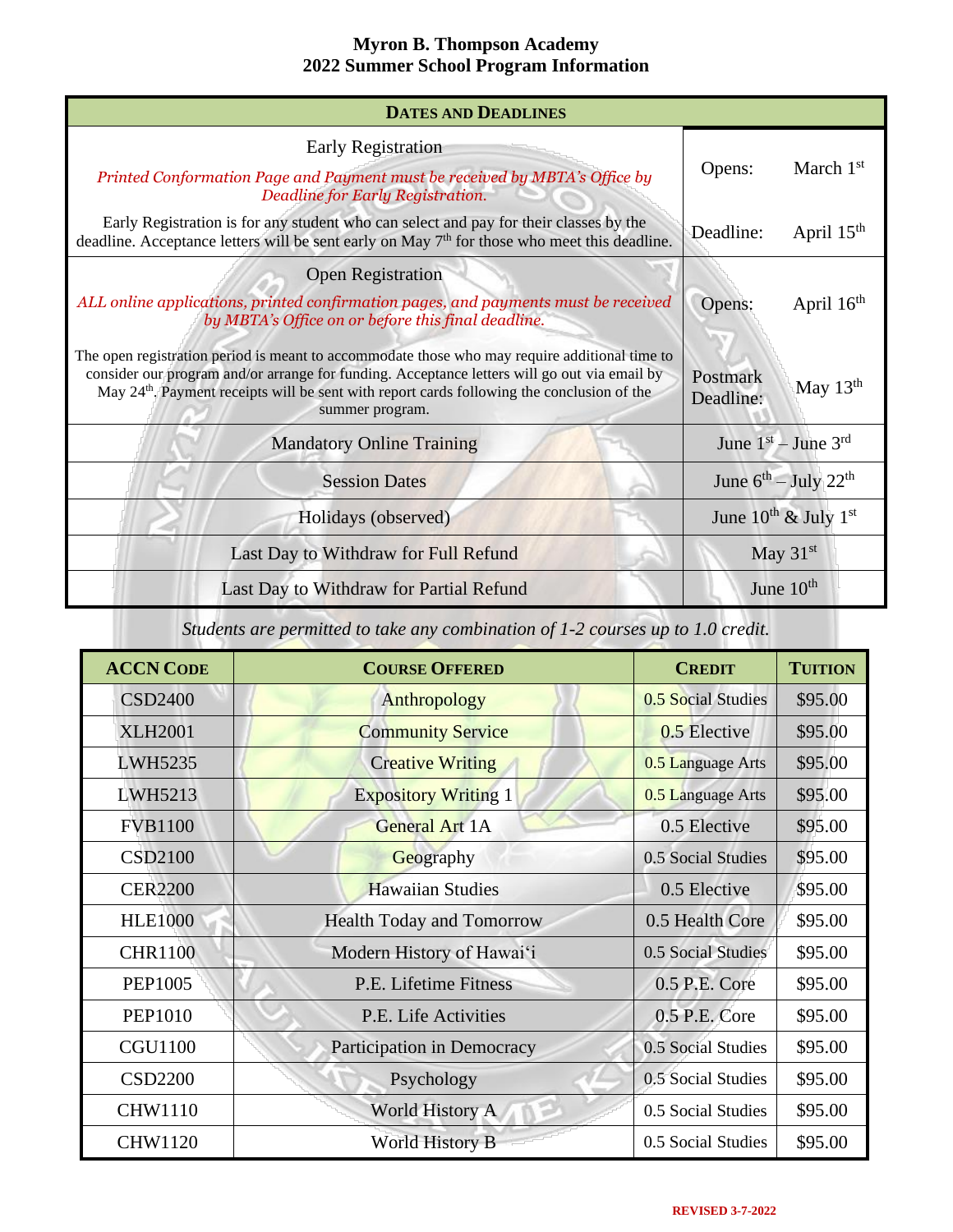# Myron B. Thompson Academy
## 2022 Summer School Program Information

| DATES AND DEADLINES | | |
|---|---|---|
| Early Registration<br>*Printed Conformation Page and Payment must be received by MBTA's Office by Deadline for Early Registration.* | Opens: | March 1st |
| Early Registration is for any student who can select and pay for their classes by the deadline. Acceptance letters will be sent early on May 7th for those who meet this deadline. | Deadline: | April 15th |
| Open Registration<br>*ALL online applications, printed confirmation pages, and payments must be received by MBTA's Office on or before this final deadline.* | Opens: | April 16th |
| The open registration period is meant to accommodate those who may require additional time to consider our program and/or arrange for funding. Acceptance letters will go out via email by May 24th. Payment receipts will be sent with report cards following the conclusion of the summer program. | Postmark Deadline: | May 13th |
| Mandatory Online Training | June 1st – June 3rd | |
| Session Dates | June 6th – July 22nd | |
| Holidays (observed) | June 10th & July 1st | |
| Last Day to Withdraw for Full Refund | May 31st | |
| Last Day to Withdraw for Partial Refund | June 10th | |

*Students are permitted to take any combination of 1-2 courses up to 1.0 credit.*

| ACCN CODE | COURSE OFFERED | CREDIT | TUITION |
|---|---|---|---|
| CSD2400 | Anthropology | 0.5 Social Studies | $95.00 |
| XLH2001 | Community Service | 0.5 Elective | $95.00 |
| LWH5235 | Creative Writing | 0.5 Language Arts | $95.00 |
| LWH5213 | Expository Writing 1 | 0.5 Language Arts | $95.00 |
| FVB1100 | General Art 1A | 0.5 Elective | $95.00 |
| CSD2100 | Geography | 0.5 Social Studies | $95.00 |
| CER2200 | Hawaiian Studies | 0.5 Elective | $95.00 |
| HLE1000 | Health Today and Tomorrow | 0.5 Health Core | $95.00 |
| CHR1100 | Modern History of Hawai'i | 0.5 Social Studies | $95.00 |
| PEP1005 | P.E. Lifetime Fitness | 0.5 P.E. Core | $95.00 |
| PEP1010 | P.E. Life Activities | 0.5 P.E. Core | $95.00 |
| CGU1100 | Participation in Democracy | 0.5 Social Studies | $95.00 |
| CSD2200 | Psychology | 0.5 Social Studies | $95.00 |
| CHW1110 | World History A | 0.5 Social Studies | $95.00 |
| CHW1120 | World History B | 0.5 Social Studies | $95.00 |

REVISED 3-7-2022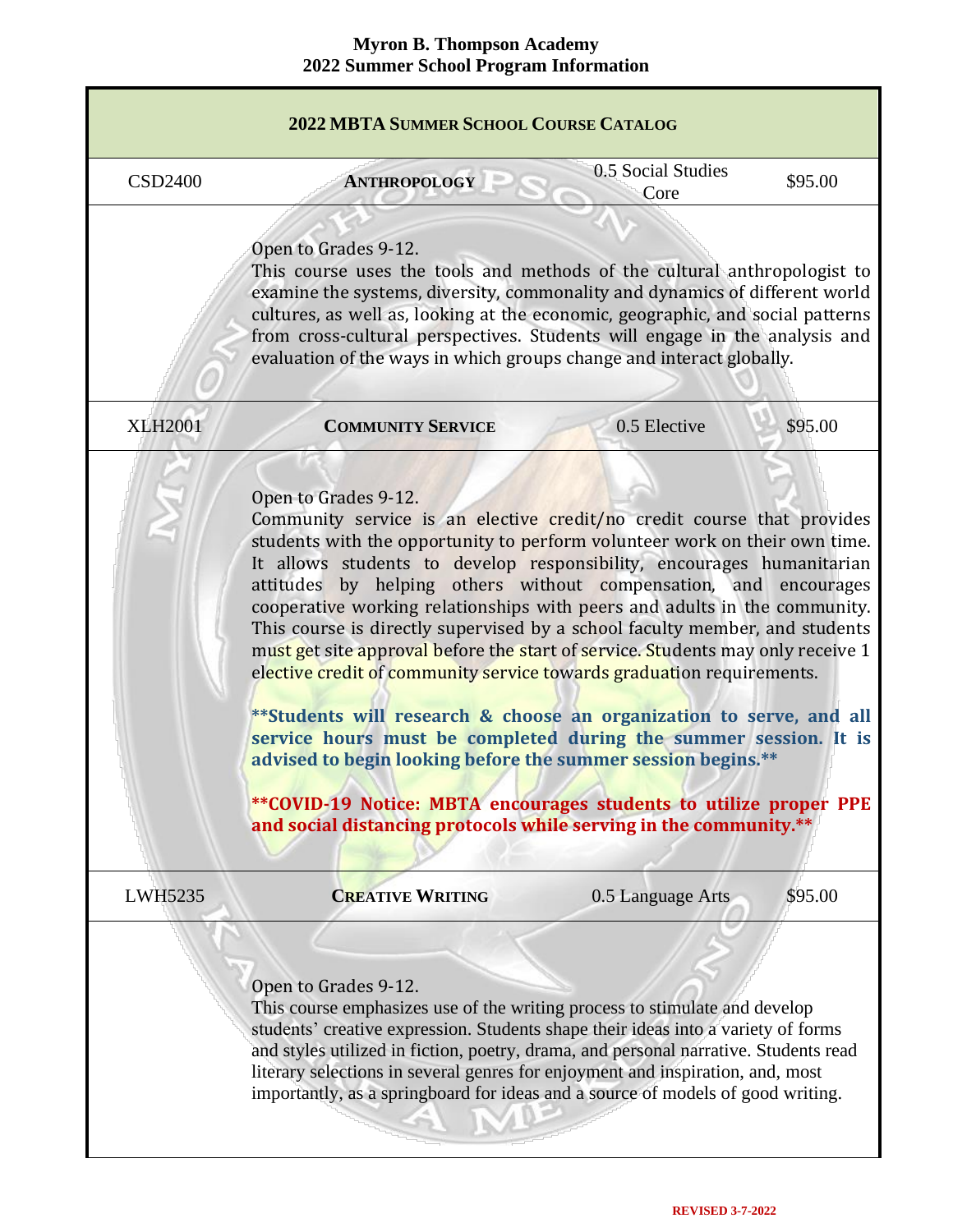**Myron B. Thompson Academy**
**2022 Summer School Program Information**

## 2022 MBTA SUMMER SCHOOL COURSE CATALOG

| CSD2400 | **ANTHROPOLOGY** | 0.5 Social Studies Core | $95.00 |
|---|---|---|---|

Open to Grades 9-12.
This course uses the tools and methods of the cultural anthropologist to examine the systems, diversity, commonality and dynamics of different world cultures, as well as, looking at the economic, geographic, and social patterns from cross-cultural perspectives. Students will engage in the analysis and evaluation of the ways in which groups change and interact globally.

| XLH2001 | **COMMUNITY SERVICE** | 0.5 Elective | $95.00 |
|---|---|---|---|

Open to Grades 9-12.
Community service is an elective credit/no credit course that provides students with the opportunity to perform volunteer work on their own time. It allows students to develop responsibility, encourages humanitarian attitudes by helping others without compensation, and encourages cooperative working relationships with peers and adults in the community. This course is directly supervised by a school faculty member, and students must get site approval before the start of service. Students may only receive 1 elective credit of community service towards graduation requirements.

****Students will research & choose an organization to serve, and all service hours must be completed during the summer session. It is advised to begin looking before the summer session begins.****

****COVID-19 Notice: MBTA encourages students to utilize proper PPE and social distancing protocols while serving in the community.****

| LWH5235 | **CREATIVE WRITING** | 0.5 Language Arts | $95.00 |
|---|---|---|---|

Open to Grades 9-12.
This course emphasizes use of the writing process to stimulate and develop students' creative expression. Students shape their ideas into a variety of forms and styles utilized in fiction, poetry, drama, and personal narrative. Students read literary selections in several genres for enjoyment and inspiration, and, most importantly, as a springboard for ideas and a source of models of good writing.

REVISED 3-7-2022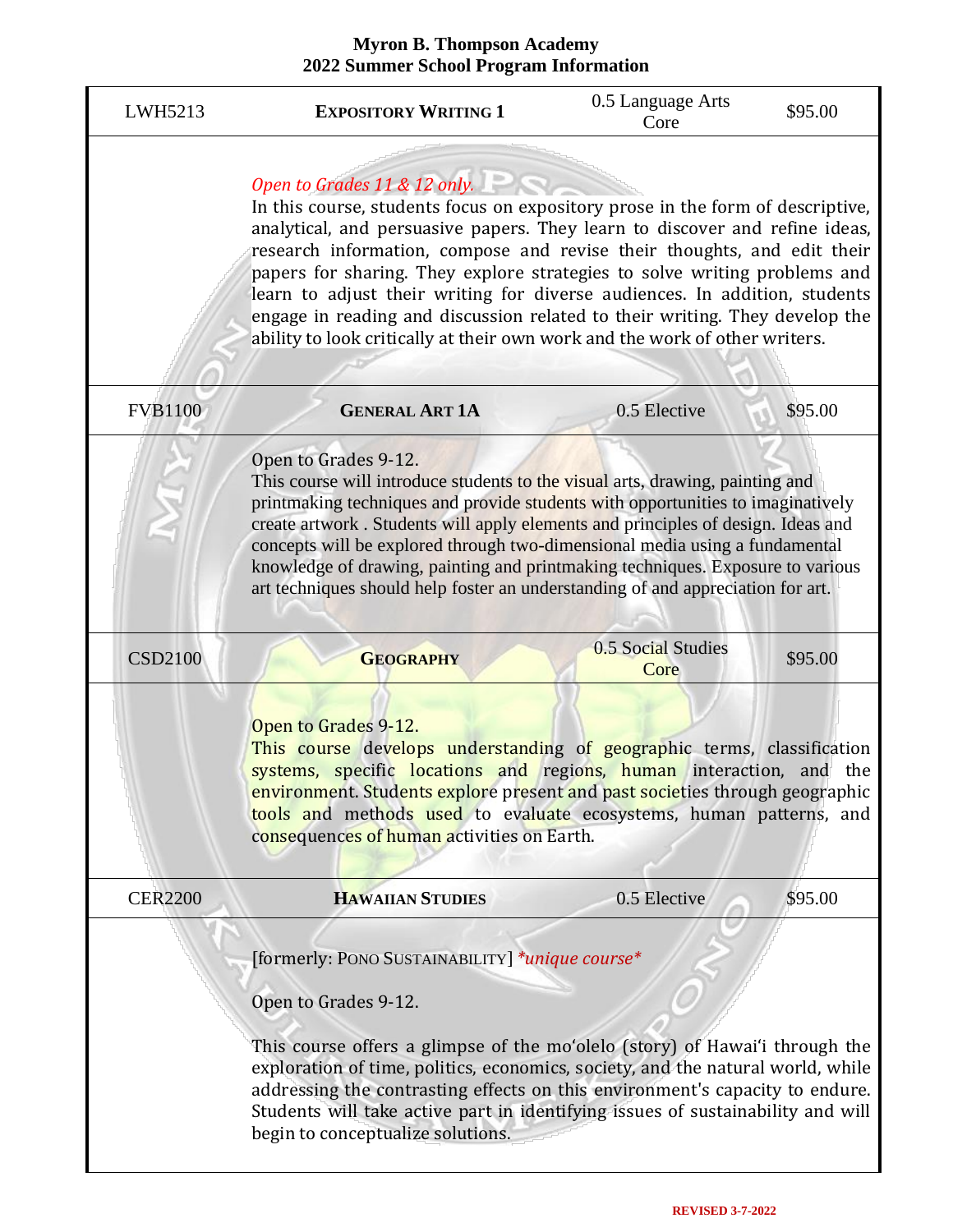| LWH5213 | **EXPOSITORY WRITING 1** | 0.5 Language Arts Core | $95.00 |
|---|---|---|---|

*Open to Grades 11 & 12 only.*
In this course, students focus on expository prose in the form of descriptive, analytical, and persuasive papers. They learn to discover and refine ideas, research information, compose and revise their thoughts, and edit their papers for sharing. They explore strategies to solve writing problems and learn to adjust their writing for diverse audiences. In addition, students engage in reading and discussion related to their writing. They develop the ability to look critically at their own work and the work of other writers.

| FVB1100 | **GENERAL ART 1A** | 0.5 Elective | $95.00 |
|---|---|---|---|

Open to Grades 9-12.
This course will introduce students to the visual arts, drawing, painting and printmaking techniques and provide students with opportunities to imaginatively create artwork . Students will apply elements and principles of design. Ideas and concepts will be explored through two-dimensional media using a fundamental knowledge of drawing, painting and printmaking techniques. Exposure to various art techniques should help foster an understanding of and appreciation for art.

| CSD2100 | **GEOGRAPHY** | 0.5 Social Studies Core | $95.00 |
|---|---|---|---|

Open to Grades 9-12.
This course develops understanding of geographic terms, classification systems, specific locations and regions, human interaction, and the environment. Students explore present and past societies through geographic tools and methods used to evaluate ecosystems, human patterns, and consequences of human activities on Earth.

| CER2200 | **HAWAIIAN STUDIES** | 0.5 Elective | $95.00 |
|---|---|---|---|

[formerly: PONO SUSTAINABILITY] *\*unique course\**

Open to Grades 9-12.

This course offers a glimpse of the moʻolelo (story) of Hawaiʻi through the exploration of time, politics, economics, society, and the natural world, while addressing the contrasting effects on this environment's capacity to endure. Students will take active part in identifying issues of sustainability and will begin to conceptualize solutions.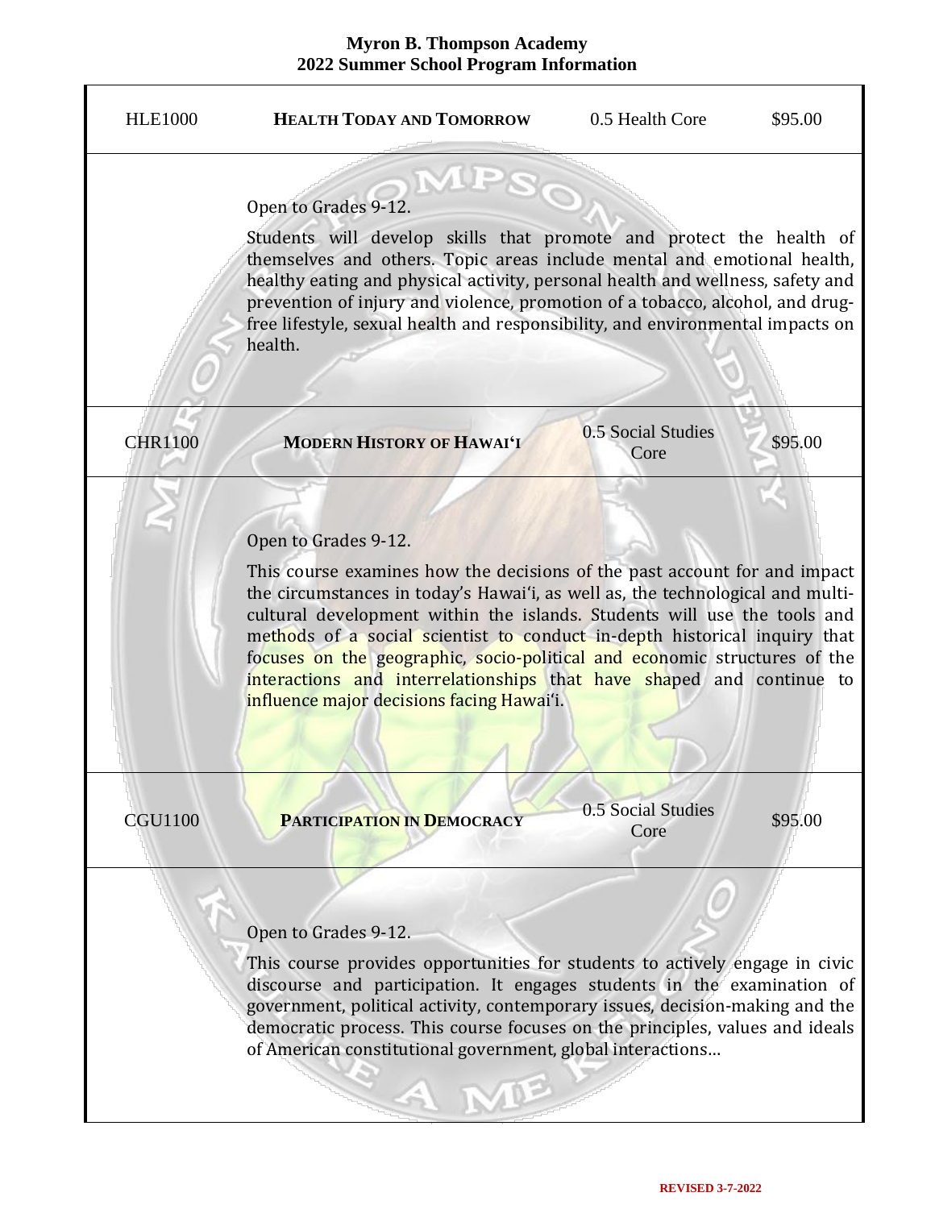| HLE1000 | **HEALTH TODAY AND TOMORROW** | 0.5 Health Core | $95.00 |
|---|---|---|---|
| | Open to Grades 9-12.<br><br>Students will develop skills that promote and protect the health of themselves and others. Topic areas include mental and emotional health, healthy eating and physical activity, personal health and wellness, safety and prevention of injury and violence, promotion of a tobacco, alcohol, and drug-free lifestyle, sexual health and responsibility, and environmental impacts on health. | | |
| CHR1100 | **MODERN HISTORY OF HAWAI'I** | 0.5 Social Studies Core | $95.00 |
| | Open to Grades 9-12.<br><br>This course examines how the decisions of the past account for and impact the circumstances in today's Hawai'i, as well as, the technological and multi-cultural development within the islands. Students will use the tools and methods of a social scientist to conduct in-depth historical inquiry that focuses on the geographic, socio-political and economic structures of the interactions and interrelationships that have shaped and continue to influence major decisions facing Hawai'i. | | |
| CGU1100 | **PARTICIPATION IN DEMOCRACY** | 0.5 Social Studies Core | $95.00 |
| | Open to Grades 9-12.<br><br>This course provides opportunities for students to actively engage in civic discourse and participation. It engages students in the examination of government, political activity, contemporary issues, decision-making and the democratic process. This course focuses on the principles, values and ideals of American constitutional government, global interactions… | | |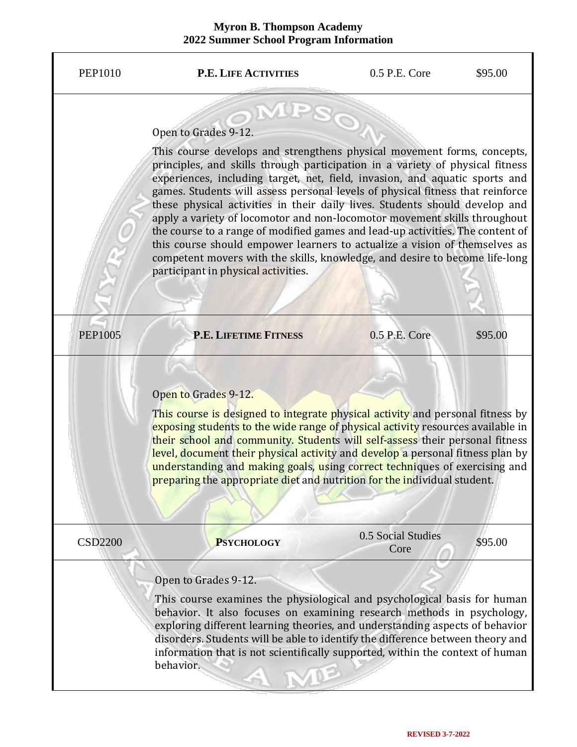| PEP1010 | **P.E. LIFE ACTIVITIES** | 0.5 P.E. Core | $95.00 |
|---|---|---|---|

Open to Grades 9-12.

This course develops and strengthens physical movement forms, concepts, principles, and skills through participation in a variety of physical fitness experiences, including target, net, field, invasion, and aquatic sports and games. Students will assess personal levels of physical fitness that reinforce these physical activities in their daily lives. Students should develop and apply a variety of locomotor and non-locomotor movement skills throughout the course to a range of modified games and lead-up activities. The content of this course should empower learners to actualize a vision of themselves as competent movers with the skills, knowledge, and desire to become life-long participant in physical activities.

| PEP1005 | **P.E. LIFETIME FITNESS** | 0.5 P.E. Core | $95.00 |
|---|---|---|---|

Open to Grades 9-12.

This course is designed to integrate physical activity and personal fitness by exposing students to the wide range of physical activity resources available in their school and community. Students will self-assess their personal fitness level, document their physical activity and develop a personal fitness plan by understanding and making goals, using correct techniques of exercising and preparing the appropriate diet and nutrition for the individual student.

| CSD2200 | **PSYCHOLOGY** | 0.5 Social Studies Core | $95.00 |
|---|---|---|---|

Open to Grades 9-12.

This course examines the physiological and psychological basis for human behavior. It also focuses on examining research methods in psychology, exploring different learning theories, and understanding aspects of behavior disorders. Students will be able to identify the difference between theory and information that is not scientifically supported, within the context of human behavior.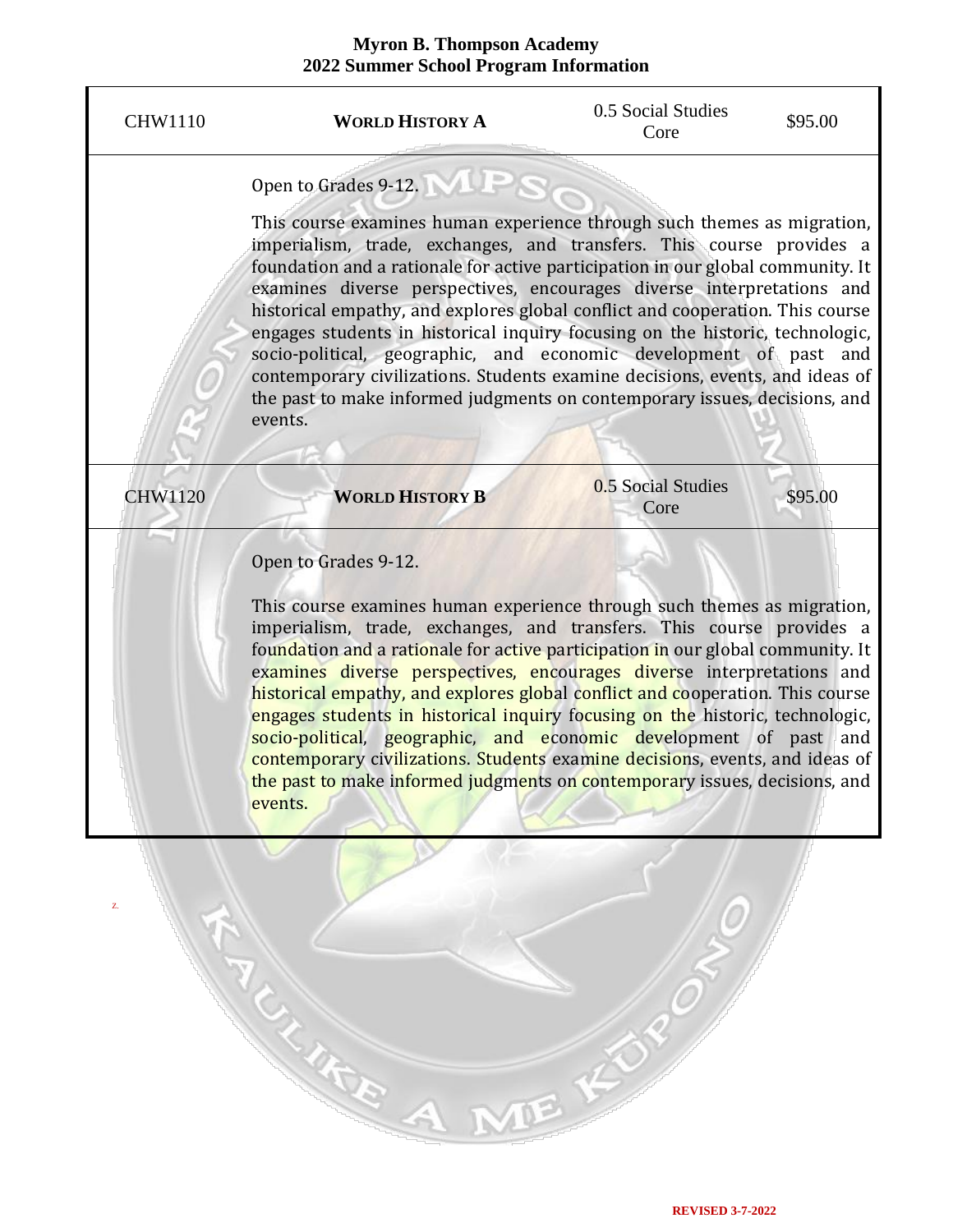| | | | |
|---|---|---|---|
| CHW1110 | **WORLD HISTORY A** | 0.5 Social Studies Core | $95.00 |
| | Open to Grades 9-12.<br><br>This course examines human experience through such themes as migration, imperialism, trade, exchanges, and transfers. This course provides a foundation and a rationale for active participation in our global community. It examines diverse perspectives, encourages diverse interpretations and historical empathy, and explores global conflict and cooperation. This course engages students in historical inquiry focusing on the historic, technologic, socio-political, geographic, and economic development of past and contemporary civilizations. Students examine decisions, events, and ideas of the past to make informed judgments on contemporary issues, decisions, and events. | | |
| CHW1120 | **WORLD HISTORY B** | 0.5 Social Studies Core | $95.00 |
| | Open to Grades 9-12.<br><br>This course examines human experience through such themes as migration, imperialism, trade, exchanges, and transfers. This course provides a foundation and a rationale for active participation in our global community. It examines diverse perspectives, encourages diverse interpretations and historical empathy, and explores global conflict and cooperation. This course engages students in historical inquiry focusing on the historic, technologic, socio-political, geographic, and economic development of past and contemporary civilizations. Students examine decisions, events, and ideas of the past to make informed judgments on contemporary issues, decisions, and events. | | |